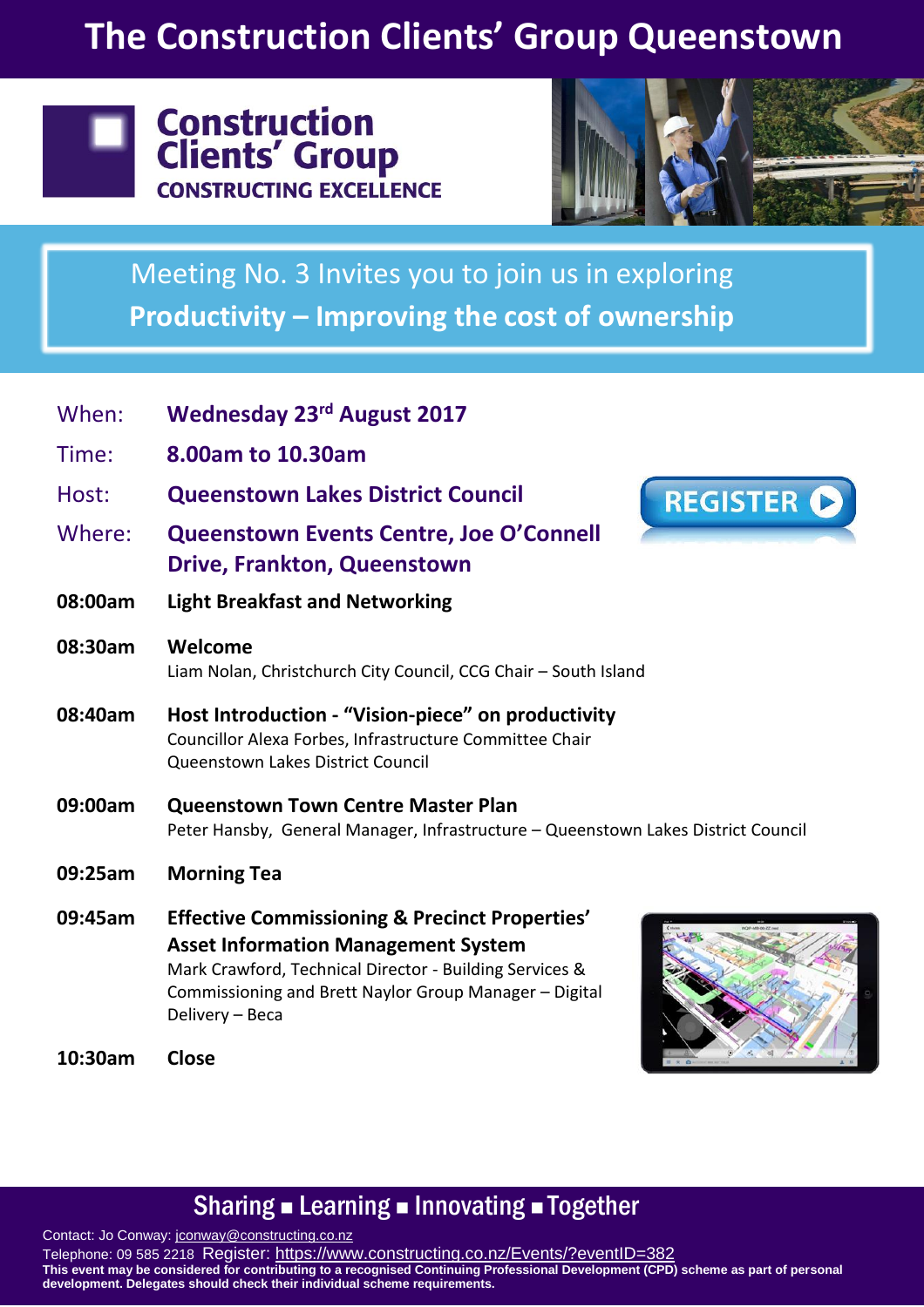# The Construction Clients' Group Queenstown

**Construction Clients' Group**
**CONSTRUCTING EXCELLENCE**

Meeting No. 3 Invites you to join us in exploring
**Productivity – Improving the cost of ownership**

When: **Wednesday 23rd August 2017**

Time: **8.00am to 10.30am**

Host: **Queenstown Lakes District Council**

Where: **Queenstown Events Centre, Joe O'Connell Drive, Frankton, Queenstown**

REGISTER

**08:00am** **Light Breakfast and Networking**

**08:30am** **Welcome**
Liam Nolan, Christchurch City Council, CCG Chair – South Island

**08:40am** **Host Introduction - "Vision-piece" on productivity**
Councillor Alexa Forbes, Infrastructure Committee Chair
Queenstown Lakes District Council

**09:00am** **Queenstown Town Centre Master Plan**
Peter Hansby, General Manager, Infrastructure – Queenstown Lakes District Council

**09:25am** **Morning Tea**

**09:45am** **Effective Commissioning & Precinct Properties' Asset Information Management System**
Mark Crawford, Technical Director - Building Services & Commissioning and Brett Naylor Group Manager – Digital Delivery – Beca

**10:30am** **Close**

## Sharing ■ Learning ■ Innovating ■ Together

Contact: Jo Conway: jconway@constructing.co.nz
Telephone: 09 585 2218 Register: https://www.constructing.co.nz/Events/?eventID=382
**This event may be considered for contributing to a recognised Continuing Professional Development (CPD) scheme as part of personal development. Delegates should check their individual scheme requirements.**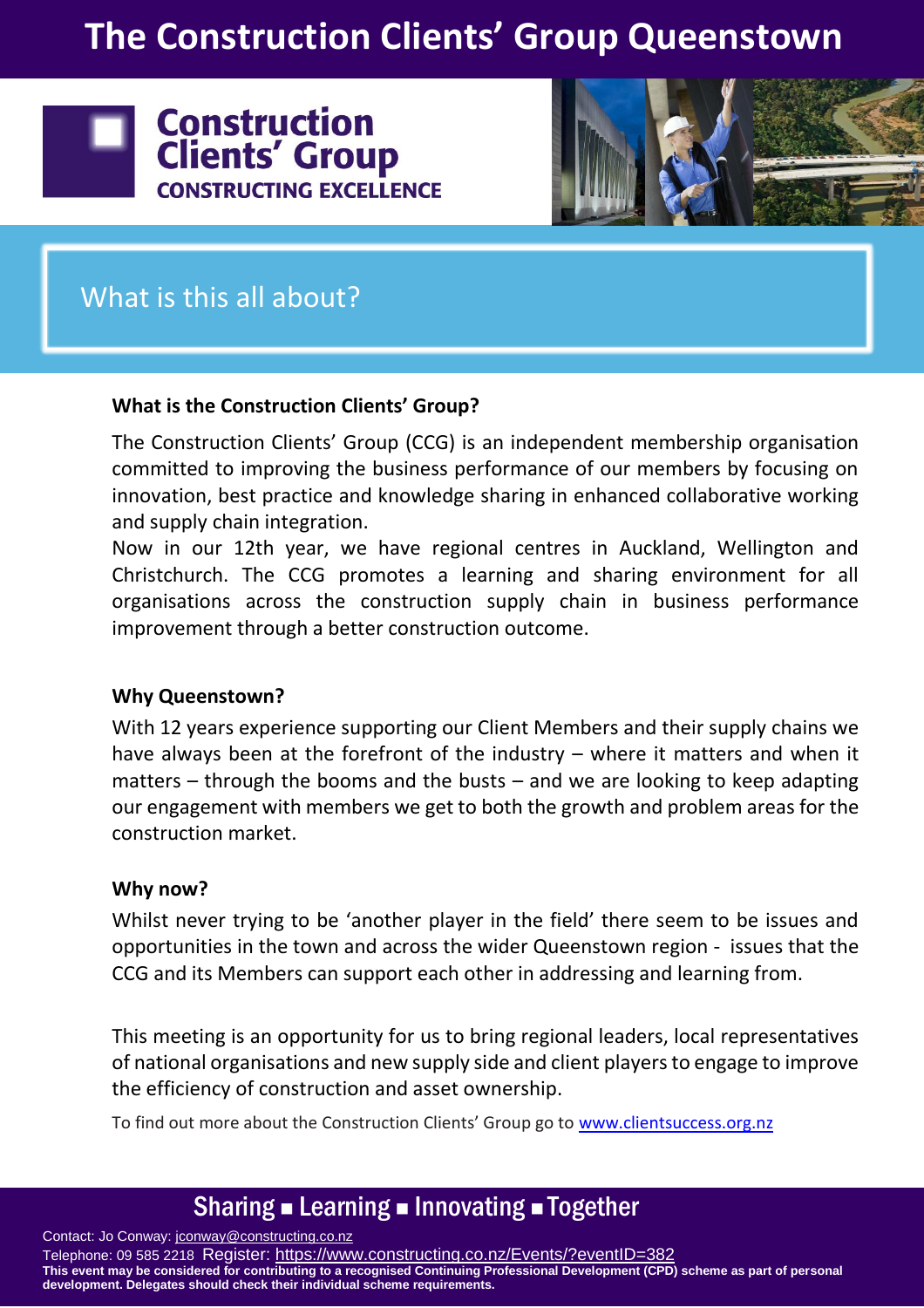# The Construction Clients' Group Queenstown

**Construction Clients' Group**
**CONSTRUCTING EXCELLENCE**

## What is this all about?

**What is the Construction Clients' Group?**

The Construction Clients' Group (CCG) is an independent membership organisation committed to improving the business performance of our members by focusing on innovation, best practice and knowledge sharing in enhanced collaborative working and supply chain integration.
Now in our 12th year, we have regional centres in Auckland, Wellington and Christchurch. The CCG promotes a learning and sharing environment for all organisations across the construction supply chain in business performance improvement through a better construction outcome.

**Why Queenstown?**

With 12 years experience supporting our Client Members and their supply chains we have always been at the forefront of the industry – where it matters and when it matters – through the booms and the busts – and we are looking to keep adapting our engagement with members we get to both the growth and problem areas for the construction market.

**Why now?**

Whilst never trying to be 'another player in the field' there seem to be issues and opportunities in the town and across the wider Queenstown region - issues that the CCG and its Members can support each other in addressing and learning from.

This meeting is an opportunity for us to bring regional leaders, local representatives of national organisations and new supply side and client players to engage to improve the efficiency of construction and asset ownership.

To find out more about the Construction Clients' Group go to [www.clientsuccess.org.nz](http://www.clientsuccess.org.nz)

**Sharing ■ Learning ■ Innovating ■ Together**

Contact: Jo Conway: [jconway@constructing.co.nz](mailto:jconway@constructing.co.nz)
Telephone: 09 585 2218 Register: [https://www.constructing.co.nz/Events/?eventID=382](https://www.constructing.co.nz/Events/?eventID=382)
**This event may be considered for contributing to a recognised Continuing Professional Development (CPD) scheme as part of personal development. Delegates should check their individual scheme requirements.**